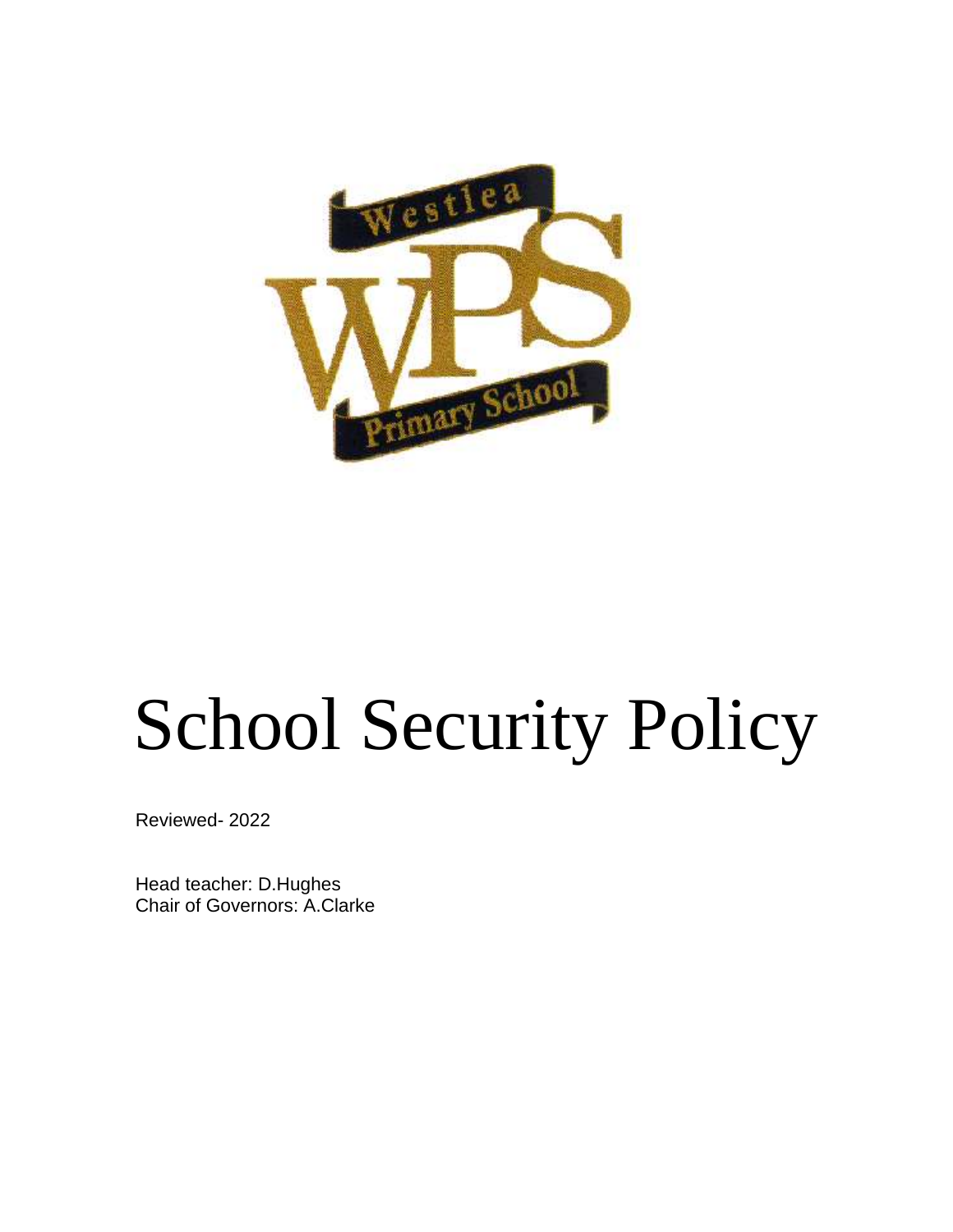# School Security Policy

Reviewed- 2022

Head teacher: D.Hughes
Chair of Governors: A.Clarke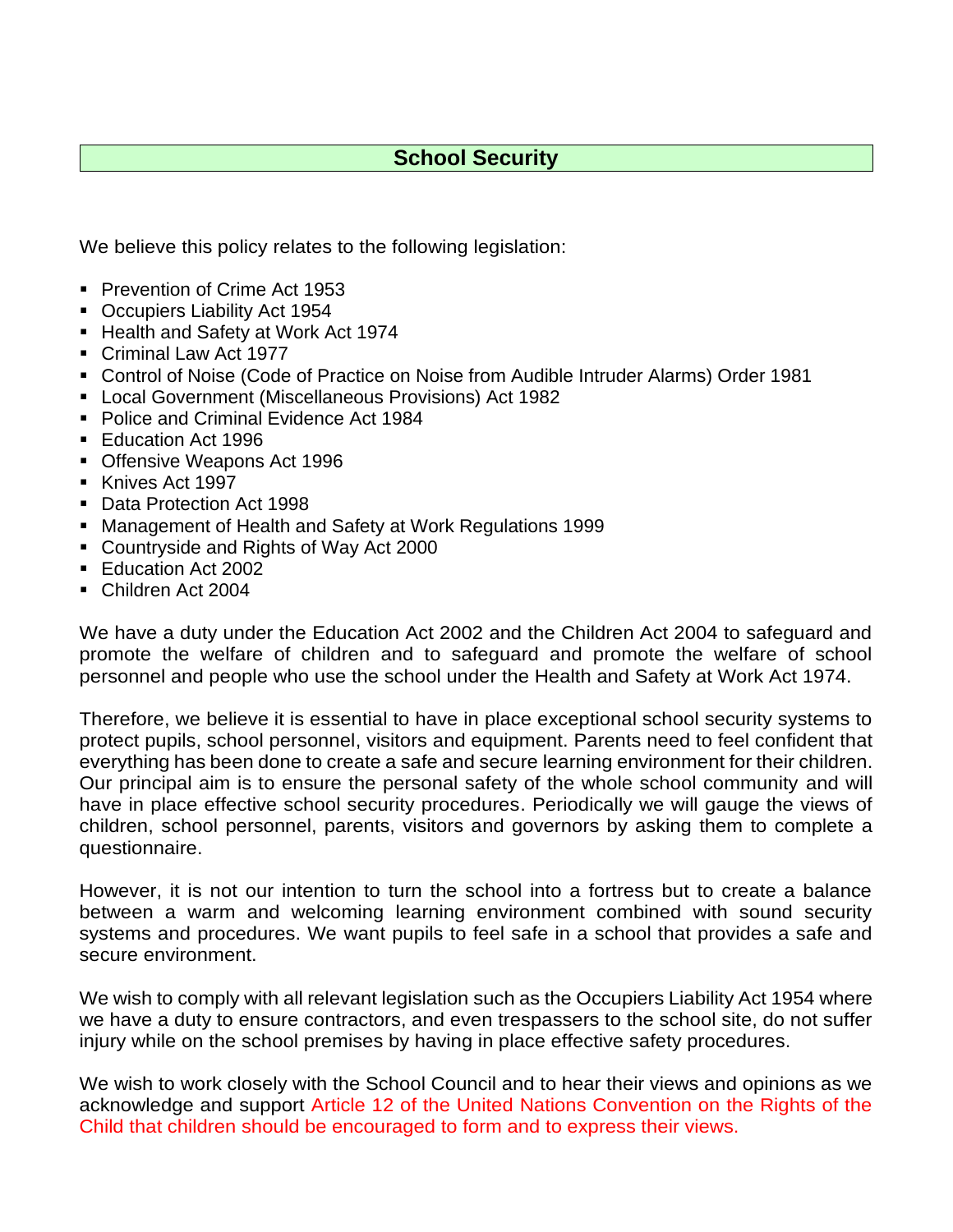# School Security

We believe this policy relates to the following legislation:

- Prevention of Crime Act 1953
- Occupiers Liability Act 1954
- Health and Safety at Work Act 1974
- Criminal Law Act 1977
- Control of Noise (Code of Practice on Noise from Audible Intruder Alarms) Order 1981
- Local Government (Miscellaneous Provisions) Act 1982
- Police and Criminal Evidence Act 1984
- Education Act 1996
- Offensive Weapons Act 1996
- Knives Act 1997
- Data Protection Act 1998
- Management of Health and Safety at Work Regulations 1999
- Countryside and Rights of Way Act 2000
- Education Act 2002
- Children Act 2004

We have a duty under the Education Act 2002 and the Children Act 2004 to safeguard and promote the welfare of children and to safeguard and promote the welfare of school personnel and people who use the school under the Health and Safety at Work Act 1974.

Therefore, we believe it is essential to have in place exceptional school security systems to protect pupils, school personnel, visitors and equipment. Parents need to feel confident that everything has been done to create a safe and secure learning environment for their children. Our principal aim is to ensure the personal safety of the whole school community and will have in place effective school security procedures. Periodically we will gauge the views of children, school personnel, parents, visitors and governors by asking them to complete a questionnaire.

However, it is not our intention to turn the school into a fortress but to create a balance between a warm and welcoming learning environment combined with sound security systems and procedures. We want pupils to feel safe in a school that provides a safe and secure environment.

We wish to comply with all relevant legislation such as the Occupiers Liability Act 1954 where we have a duty to ensure contractors, and even trespassers to the school site, do not suffer injury while on the school premises by having in place effective safety procedures.

We wish to work closely with the School Council and to hear their views and opinions as we acknowledge and support Article 12 of the United Nations Convention on the Rights of the Child that children should be encouraged to form and to express their views.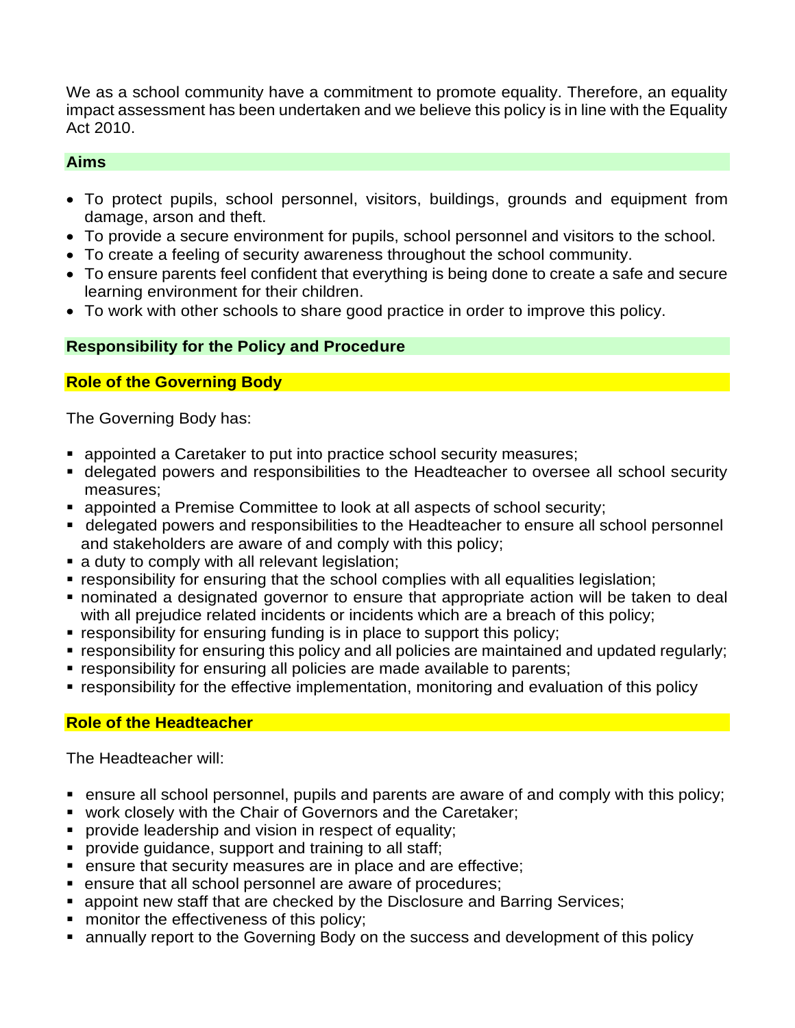We as a school community have a commitment to promote equality. Therefore, an equality impact assessment has been undertaken and we believe this policy is in line with the Equality Act 2010.

## Aims

- To protect pupils, school personnel, visitors, buildings, grounds and equipment from damage, arson and theft.
- To provide a secure environment for pupils, school personnel and visitors to the school.
- To create a feeling of security awareness throughout the school community.
- To ensure parents feel confident that everything is being done to create a safe and secure learning environment for their children.
- To work with other schools to share good practice in order to improve this policy.

## Responsibility for the Policy and Procedure

### Role of the Governing Body

The Governing Body has:

- appointed a Caretaker to put into practice school security measures;
- delegated powers and responsibilities to the Headteacher to oversee all school security measures;
- appointed a Premise Committee to look at all aspects of school security;
- delegated powers and responsibilities to the Headteacher to ensure all school personnel and stakeholders are aware of and comply with this policy;
- a duty to comply with all relevant legislation;
- responsibility for ensuring that the school complies with all equalities legislation;
- nominated a designated governor to ensure that appropriate action will be taken to deal with all prejudice related incidents or incidents which are a breach of this policy;
- responsibility for ensuring funding is in place to support this policy;
- responsibility for ensuring this policy and all policies are maintained and updated regularly;
- responsibility for ensuring all policies are made available to parents;
- responsibility for the effective implementation, monitoring and evaluation of this policy

### Role of the Headteacher

The Headteacher will:

- ensure all school personnel, pupils and parents are aware of and comply with this policy;
- work closely with the Chair of Governors and the Caretaker;
- provide leadership and vision in respect of equality;
- provide guidance, support and training to all staff;
- ensure that security measures are in place and are effective;
- ensure that all school personnel are aware of procedures;
- appoint new staff that are checked by the Disclosure and Barring Services;
- monitor the effectiveness of this policy;
- annually report to the Governing Body on the success and development of this policy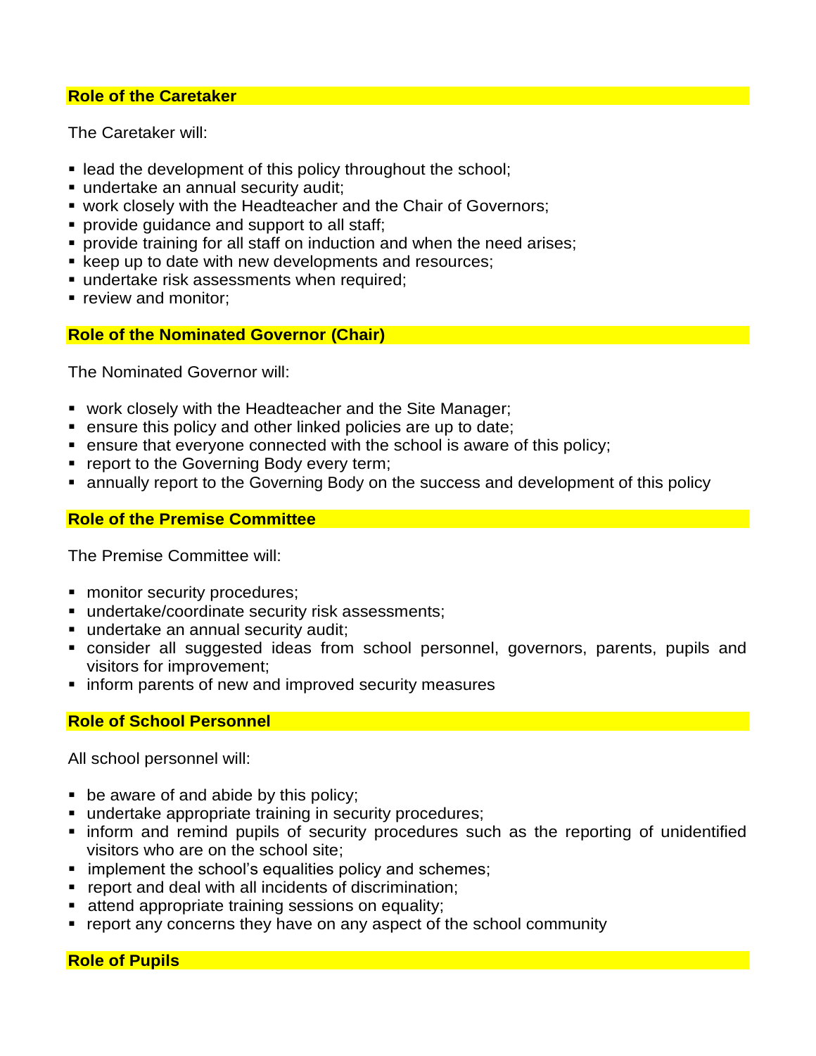## Role of the Caretaker

The Caretaker will:

- lead the development of this policy throughout the school;
- undertake an annual security audit;
- work closely with the Headteacher and the Chair of Governors;
- provide guidance and support to all staff;
- provide training for all staff on induction and when the need arises;
- keep up to date with new developments and resources;
- undertake risk assessments when required;
- review and monitor;

## Role of the Nominated Governor (Chair)

The Nominated Governor will:

- work closely with the Headteacher and the Site Manager;
- ensure this policy and other linked policies are up to date;
- ensure that everyone connected with the school is aware of this policy;
- report to the Governing Body every term;
- annually report to the Governing Body on the success and development of this policy

## Role of the Premise Committee

The Premise Committee will:

- monitor security procedures;
- undertake/coordinate security risk assessments;
- undertake an annual security audit;
- consider all suggested ideas from school personnel, governors, parents, pupils and visitors for improvement;
- inform parents of new and improved security measures

## Role of School Personnel

All school personnel will:

- be aware of and abide by this policy;
- undertake appropriate training in security procedures;
- inform and remind pupils of security procedures such as the reporting of unidentified visitors who are on the school site;
- implement the school's equalities policy and schemes;
- report and deal with all incidents of discrimination;
- attend appropriate training sessions on equality;
- report any concerns they have on any aspect of the school community

## Role of Pupils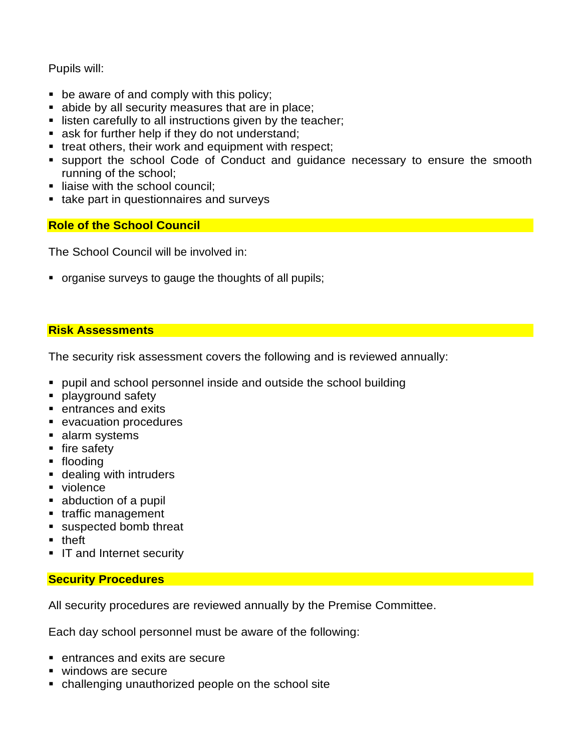Pupils will:

- be aware of and comply with this policy;
- abide by all security measures that are in place;
- listen carefully to all instructions given by the teacher;
- ask for further help if they do not understand;
- treat others, their work and equipment with respect;
- support the school Code of Conduct and guidance necessary to ensure the smooth running of the school;
- liaise with the school council;
- take part in questionnaires and surveys

## Role of the School Council

The School Council will be involved in:

- organise surveys to gauge the thoughts of all pupils;

## Risk Assessments

The security risk assessment covers the following and is reviewed annually:

- pupil and school personnel inside and outside the school building
- playground safety
- entrances and exits
- evacuation procedures
- alarm systems
- fire safety
- flooding
- dealing with intruders
- violence
- abduction of a pupil
- traffic management
- suspected bomb threat
- theft
- IT and Internet security

## Security Procedures

All security procedures are reviewed annually by the Premise Committee.

Each day school personnel must be aware of the following:

- entrances and exits are secure
- windows are secure
- challenging unauthorized people on the school site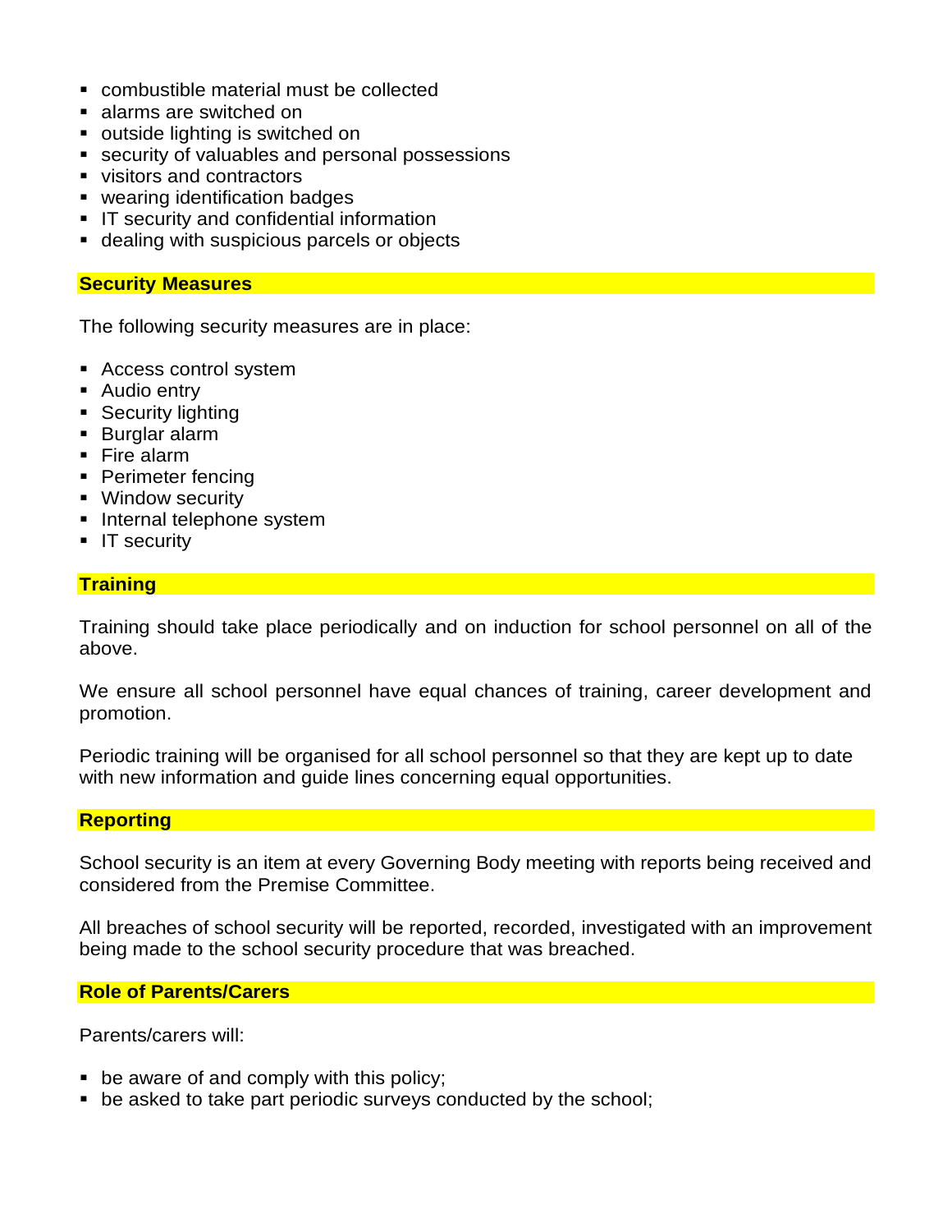- combustible material must be collected
- alarms are switched on
- outside lighting is switched on
- security of valuables and personal possessions
- visitors and contractors
- wearing identification badges
- IT security and confidential information
- dealing with suspicious parcels or objects

## Security Measures

The following security measures are in place:

- Access control system
- Audio entry
- Security lighting
- Burglar alarm
- Fire alarm
- Perimeter fencing
- Window security
- Internal telephone system
- IT security

## Training

Training should take place periodically and on induction for school personnel on all of the above.

We ensure all school personnel have equal chances of training, career development and promotion.

Periodic training will be organised for all school personnel so that they are kept up to date with new information and guide lines concerning equal opportunities.

## Reporting

School security is an item at every Governing Body meeting with reports being received and considered from the Premise Committee.

All breaches of school security will be reported, recorded, investigated with an improvement being made to the school security procedure that was breached.

## Role of Parents/Carers

Parents/carers will:

- be aware of and comply with this policy;
- be asked to take part periodic surveys conducted by the school;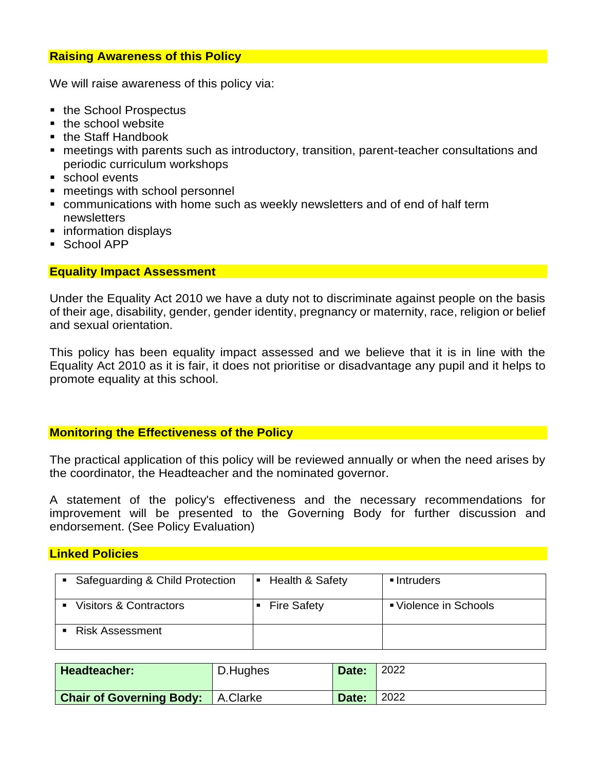## Raising Awareness of this Policy

We will raise awareness of this policy via:

- the School Prospectus
- the school website
- the Staff Handbook
- meetings with parents such as introductory, transition, parent-teacher consultations and periodic curriculum workshops
- school events
- meetings with school personnel
- communications with home such as weekly newsletters and of end of half term newsletters
- information displays
- School APP

## Equality Impact Assessment

Under the Equality Act 2010 we have a duty not to discriminate against people on the basis of their age, disability, gender, gender identity, pregnancy or maternity, race, religion or belief and sexual orientation.

This policy has been equality impact assessed and we believe that it is in line with the Equality Act 2010 as it is fair, it does not prioritise or disadvantage any pupil and it helps to promote equality at this school.

## Monitoring the Effectiveness of the Policy

The practical application of this policy will be reviewed annually or when the need arises by the coordinator, the Headteacher and the nominated governor.

A statement of the policy's effectiveness and the necessary recommendations for improvement will be presented to the Governing Body for further discussion and endorsement. (See Policy Evaluation)

## Linked Policies

| | | |
|---|---|---|
| ▪ Safeguarding & Child Protection | ▪ Health & Safety | ▪ Intruders |
| ▪ Visitors & Contractors | ▪ Fire Safety | ▪ Violence in Schools |
| ▪ Risk Assessment | | |

| | | | |
|---|---|---|---|
| **Headteacher:** | D.Hughes | **Date:** | 2022 |
| **Chair of Governing Body:** | A.Clarke | **Date:** | 2022 |